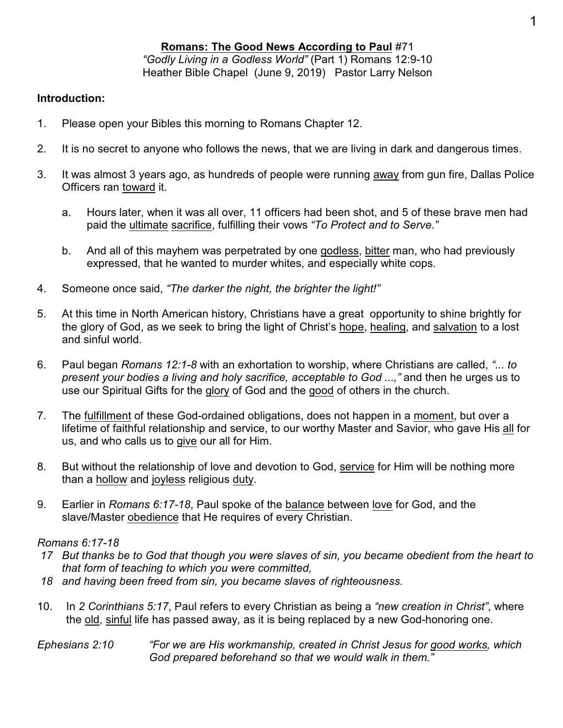**<u>Romans: The Good News According to Paul</u>** #71
*"Godly Living in a Godless World"* (Part 1) Romans 12:9-10
Heather Bible Chapel (June 9, 2019) Pastor Larry Nelson

**Introduction:**

1. Please open your Bibles this morning to Romans Chapter 12.

2. It is no secret to anyone who follows the news, that we are living in dark and dangerous times.

3. It was almost 3 years ago, as hundreds of people were running <u>away</u> from gun fire, Dallas Police Officers ran <u>toward</u> it.

   a. Hours later, when it was all over, 11 officers had been shot, and 5 of these brave men had paid the <u>ultimate</u> <u>sacrifice</u>, fulfilling their vows *"To Protect and to Serve."*

   b. And all of this mayhem was perpetrated by one <u>godless</u>, <u>bitter</u> man, who had previously expressed, that he wanted to murder whites, and especially white cops.

4. Someone once said, *"The darker the night, the brighter the light!"*

5. At this time in North American history, Christians have a great opportunity to shine brightly for the glory of God, as we seek to bring the light of Christ's <u>hope</u>, <u>healing</u>, and <u>salvation</u> to a lost and sinful world.

6. Paul began *Romans 12:1-8* with an exhortation to worship, where Christians are called, *"... to present your bodies a living and holy sacrifice, acceptable to God ...,"* and then he urges us to use our Spiritual Gifts for the <u>glory</u> of God and the <u>good</u> of others in the church.

7. The <u>fulfillment</u> of these God-ordained obligations, does not happen in a <u>moment</u>, but over a lifetime of faithful relationship and service, to our worthy Master and Savior, who gave His <u>all</u> for us, and who calls us to <u>give</u> our all for Him.

8. But without the relationship of love and devotion to God, <u>service</u> for Him will be nothing more than a <u>hollow</u> and <u>joyless</u> religious <u>duty</u>.

9. Earlier in *Romans 6:17-18*, Paul spoke of the <u>balance</u> between <u>love</u> for God, and the slave/Master <u>obedience</u> that He requires of every Christian.

*Romans 6:17-18*

*17 But thanks be to God that though you were slaves of sin, you became obedient from the heart to that form of teaching to which you were committed,*

*18 and having been freed from sin, you became slaves of righteousness.*

10. In *2 Corinthians 5:17*, Paul refers to every Christian as being a *"new creation in Christ"*, where the <u>old</u>, <u>sinful</u> life has passed away, as it is being replaced by a new God-honoring one.

*Ephesians 2:10* *"For we are His workmanship, created in Christ Jesus for <u>good works</u>, which God prepared beforehand so that we would walk in them."*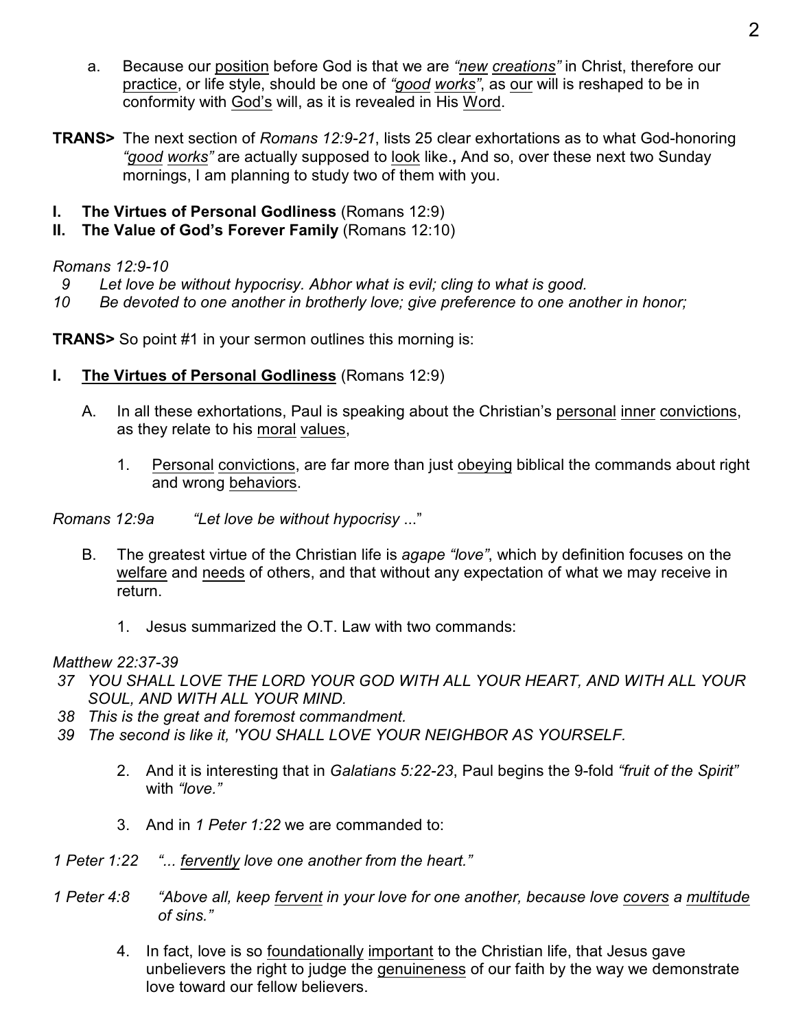a. Because our position before God is that we are *"new creations"* in Christ, therefore our practice, or life style, should be one of *"good works"*, as our will is reshaped to be in conformity with God's will, as it is revealed in His Word.

**TRANS>** The next section of *Romans 12:9-21*, lists 25 clear exhortations as to what God-honoring *"good works"* are actually supposed to look like.**,** And so, over these next two Sunday mornings, I am planning to study two of them with you.

**I. The Virtues of Personal Godliness** (Romans 12:9)
**II. The Value of God's Forever Family** (Romans 12:10)

*Romans 12:9-10*
*9 Let love be without hypocrisy. Abhor what is evil; cling to what is good.*
*10 Be devoted to one another in brotherly love; give preference to one another in honor;*

**TRANS>** So point #1 in your sermon outlines this morning is:

**I. The Virtues of Personal Godliness** (Romans 12:9)

A. In all these exhortations, Paul is speaking about the Christian's personal inner convictions, as they relate to his moral values,

1. Personal convictions, are far more than just obeying biblical the commands about right and wrong behaviors.

*Romans 12:9a* *"Let love be without hypocrisy ..."*

B. The greatest virtue of the Christian life is *agape "love"*, which by definition focuses on the welfare and needs of others, and that without any expectation of what we may receive in return.

1. Jesus summarized the O.T. Law with two commands:

*Matthew 22:37-39*
*37 YOU SHALL LOVE THE LORD YOUR GOD WITH ALL YOUR HEART, AND WITH ALL YOUR SOUL, AND WITH ALL YOUR MIND.*
*38 This is the great and foremost commandment.*
*39 The second is like it, 'YOU SHALL LOVE YOUR NEIGHBOR AS YOURSELF.*

2. And it is interesting that in *Galatians 5:22-23*, Paul begins the 9-fold *"fruit of the Spirit"* with *"love."*

3. And in *1 Peter 1:22* we are commanded to:

*1 Peter 1:22* *"... fervently love one another from the heart."*

*1 Peter 4:8* *"Above all, keep fervent in your love for one another, because love covers a multitude of sins."*

4. In fact, love is so foundationally important to the Christian life, that Jesus gave unbelievers the right to judge the genuineness of our faith by the way we demonstrate love toward our fellow believers.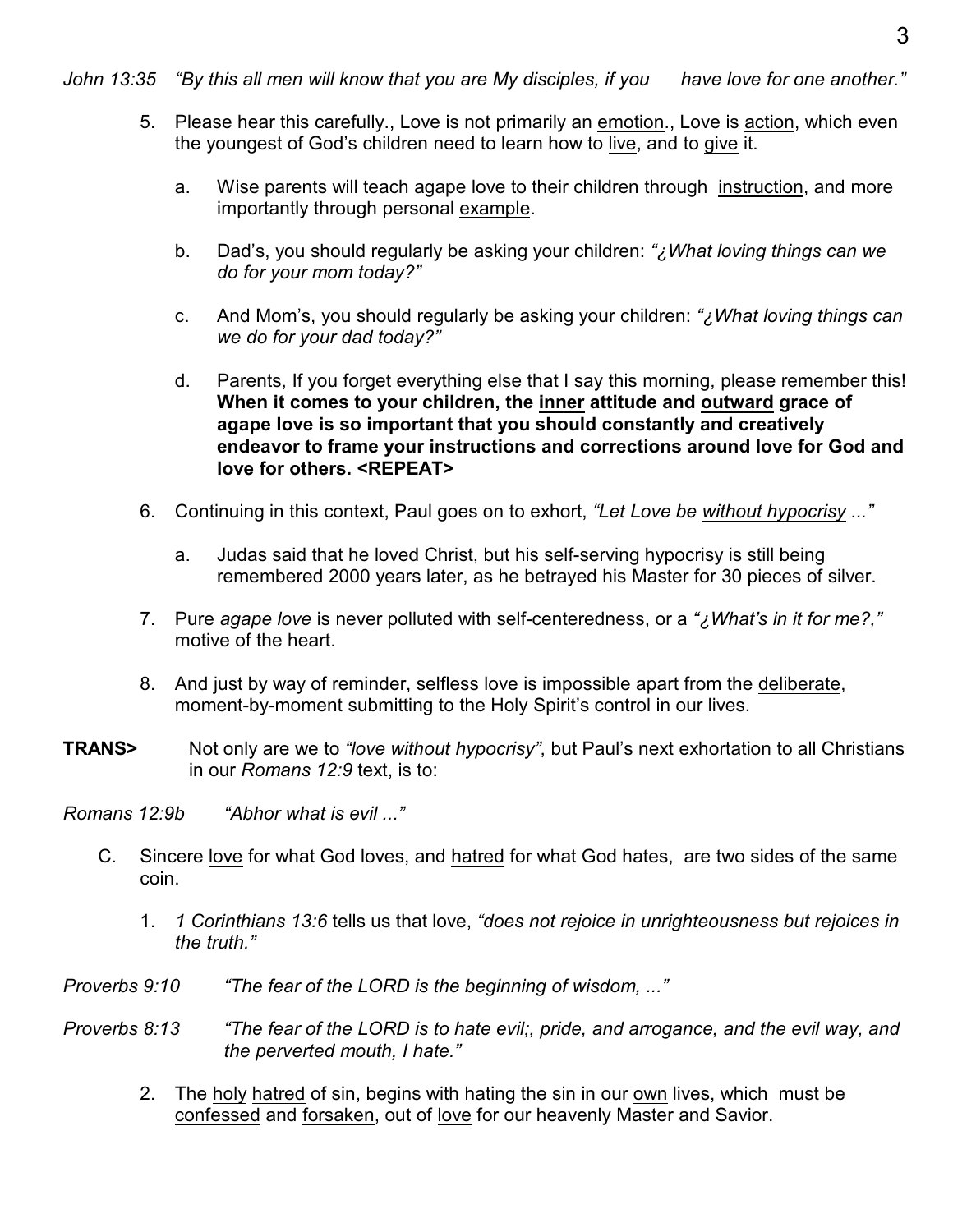*John 13:35 "By this all men will know that you are My disciples, if you have love for one another."*

5. Please hear this carefully., Love is not primarily an <u>emotion</u>., Love is <u>action</u>, which even the youngest of God's children need to learn how to <u>live</u>, and to <u>give</u> it.

   a. Wise parents will teach agape love to their children through <u>instruction</u>, and more importantly through personal <u>example</u>.

   b. Dad's, you should regularly be asking your children: *"¿What loving things can we do for your mom today?"*

   c. And Mom's, you should regularly be asking your children: *"¿What loving things can we do for your dad today?"*

   d. Parents, If you forget everything else that I say this morning, please remember this! **When it comes to your children, the <u>inner</u> attitude and <u>outward</u> grace of agape love is so important that you should <u>constantly</u> and <u>creatively</u> endeavor to frame your instructions and corrections around love for God and love for others. <REPEAT>**

6. Continuing in this context, Paul goes on to exhort, *"Let Love be <u>without hypocrisy</u> ..."*

   a. Judas said that he loved Christ, but his self-serving hypocrisy is still being remembered 2000 years later, as he betrayed his Master for 30 pieces of silver.

7. Pure *agape love* is never polluted with self-centeredness, or a *"¿What's in it for me?,"* motive of the heart.

8. And just by way of reminder, selfless love is impossible apart from the <u>deliberate</u>, moment-by-moment <u>submitting</u> to the Holy Spirit's <u>control</u> in our lives.

**TRANS>** Not only are we to *"love without hypocrisy"*, but Paul's next exhortation to all Christians in our *Romans 12:9* text, is to:

*Romans 12:9b "Abhor what is evil ..."*

C. Sincere <u>love</u> for what God loves, and <u>hatred</u> for what God hates, are two sides of the same coin.

   1. *1 Corinthians 13:6* tells us that love, *"does not rejoice in unrighteousness but rejoices in the truth."*

*Proverbs 9:10 "The fear of the LORD is the beginning of wisdom, ..."*

*Proverbs 8:13 "The fear of the LORD is to hate evil;, pride, and arrogance, and the evil way, and the perverted mouth, I hate."*

   2. The <u>holy</u> <u>hatred</u> of sin, begins with hating the sin in our <u>own</u> lives, which must be <u>confessed</u> and <u>forsaken</u>, out of <u>love</u> for our heavenly Master and Savior.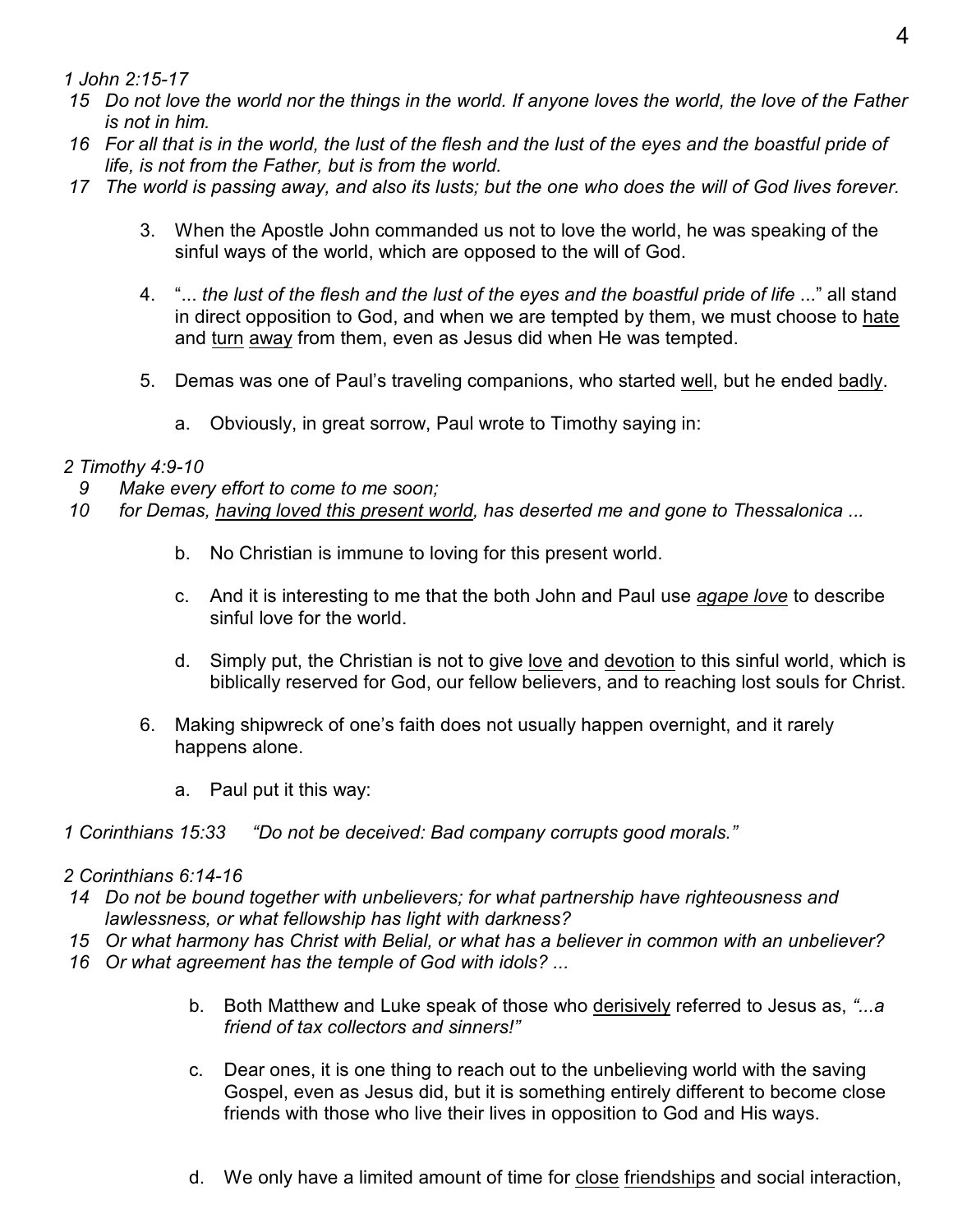*1 John 2:15-17*

*15 Do not love the world nor the things in the world. If anyone loves the world, the love of the Father is not in him.*

*16 For all that is in the world, the lust of the flesh and the lust of the eyes and the boastful pride of life, is not from the Father, but is from the world.*

*17 The world is passing away, and also its lusts; but the one who does the will of God lives forever.*

3. When the Apostle John commanded us not to love the world, he was speaking of the sinful ways of the world, which are opposed to the will of God.

4. "... *the lust of the flesh and the lust of the eyes and the boastful pride of life* ..." all stand in direct opposition to God, and when we are tempted by them, we must choose to <u>hate</u> and <u>turn away</u> from them, even as Jesus did when He was tempted.

5. Demas was one of Paul's traveling companions, who started <u>well</u>, but he ended <u>badly</u>.

   a. Obviously, in great sorrow, Paul wrote to Timothy saying in:

*2 Timothy 4:9-10*

*9 Make every effort to come to me soon;*

*10 for Demas, <u>having loved this present world</u>, has deserted me and gone to Thessalonica ...*

   b. No Christian is immune to loving for this present world.

   c. And it is interesting to me that the both John and Paul use <u>*agape love*</u> to describe sinful love for the world.

   d. Simply put, the Christian is not to give <u>love</u> and <u>devotion</u> to this sinful world, which is biblically reserved for God, our fellow believers, and to reaching lost souls for Christ.

6. Making shipwreck of one's faith does not usually happen overnight, and it rarely happens alone.

   a. Paul put it this way:

*1 Corinthians 15:33 "Do not be deceived: Bad company corrupts good morals."*

*2 Corinthians 6:14-16*

*14 Do not be bound together with unbelievers; for what partnership have righteousness and lawlessness, or what fellowship has light with darkness?*

*15 Or what harmony has Christ with Belial, or what has a believer in common with an unbeliever?*

*16 Or what agreement has the temple of God with idols? ...*

   b. Both Matthew and Luke speak of those who <u>derisively</u> referred to Jesus as, *"...a friend of tax collectors and sinners!"*

   c. Dear ones, it is one thing to reach out to the unbelieving world with the saving Gospel, even as Jesus did, but it is something entirely different to become close friends with those who live their lives in opposition to God and His ways.

   d. We only have a limited amount of time for <u>close friendships</u> and social interaction,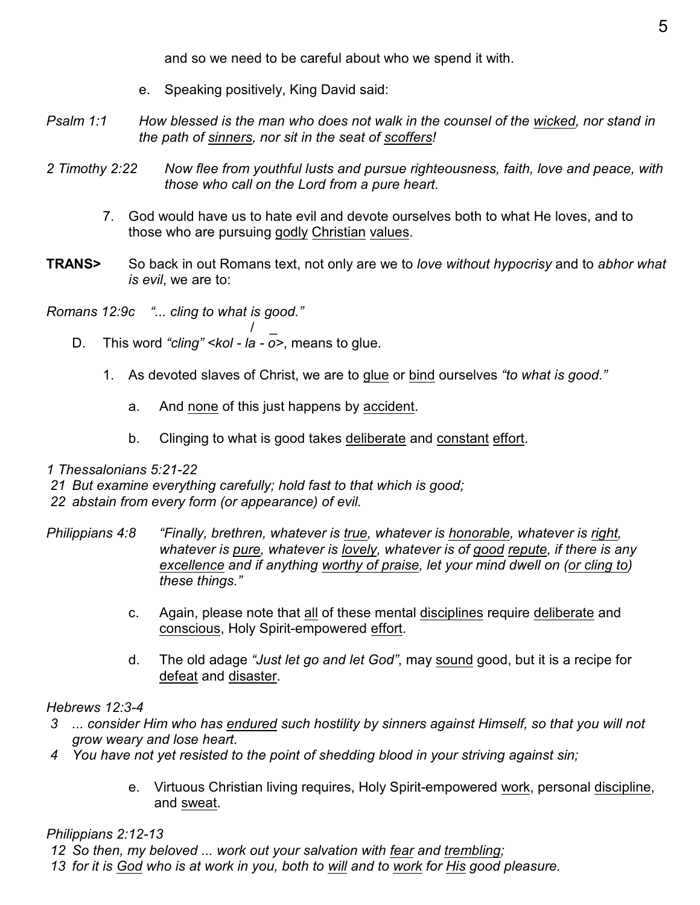and so we need to be careful about who we spend it with.

e. Speaking positively, King David said:

*Psalm 1:1* *How blessed is the man who does not walk in the counsel of the wicked, nor stand in the path of sinners, nor sit in the seat of scoffers!*

*2 Timothy 2:22* *Now flee from youthful lusts and pursue righteousness, faith, love and peace, with those who call on the Lord from a pure heart.*

7. God would have us to hate evil and devote ourselves both to what He loves, and to those who are pursuing godly Christian values.

**TRANS>** So back in out Romans text, not only are we to *love without hypocrisy* and to *abhor what is evil*, we are to:

*Romans 12:9c* *"... cling to what is good."*

D. This word *"cling"* <*kol - la - ō*>, means to glue.

1. As devoted slaves of Christ, we are to glue or bind ourselves *"to what is good."*

   a. And none of this just happens by accident.

   b. Clinging to what is good takes deliberate and constant effort.

*1 Thessalonians 5:21-22*
*21 But examine everything carefully; hold fast to that which is good;*
*22 abstain from every form (or appearance) of evil.*

*Philippians 4:8* *"Finally, brethren, whatever is true, whatever is honorable, whatever is right, whatever is pure, whatever is lovely, whatever is of good repute, if there is any excellence and if anything worthy of praise, let your mind dwell on (or cling to) these things."*

   c. Again, please note that all of these mental disciplines require deliberate and conscious, Holy Spirit-empowered effort.

   d. The old adage *"Just let go and let God"*, may sound good, but it is a recipe for defeat and disaster.

*Hebrews 12:3-4*
*3 ... consider Him who has endured such hostility by sinners against Himself, so that you will not grow weary and lose heart.*
*4 You have not yet resisted to the point of shedding blood in your striving against sin;*

   e. Virtuous Christian living requires, Holy Spirit-empowered work, personal discipline, and sweat.

*Philippians 2:12-13*
*12 So then, my beloved ... work out your salvation with fear and trembling;*
*13 for it is God who is at work in you, both to will and to work for His good pleasure.*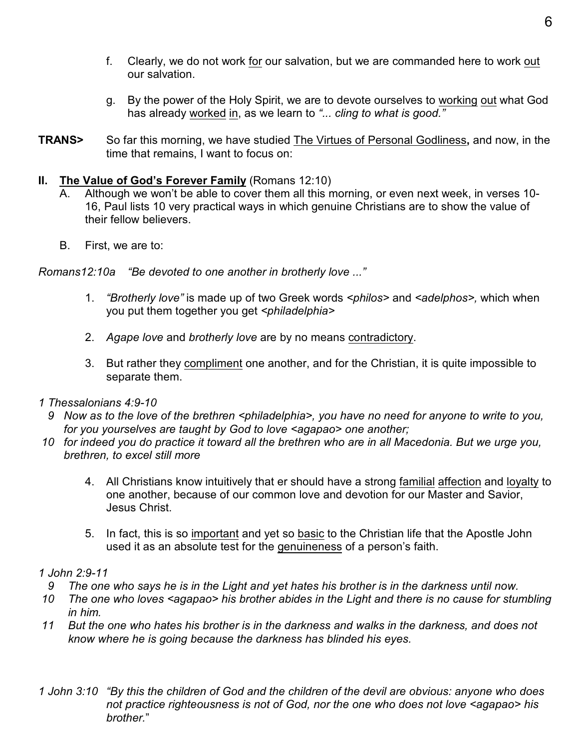f. Clearly, we do not work <u>for</u> our salvation, but we are commanded here to work <u>out</u> our salvation.

g. By the power of the Holy Spirit, we are to devote ourselves to <u>working</u> <u>out</u> what God has already <u>worked</u> <u>in</u>, as we learn to *"... cling to what is good."*

**TRANS>** So far this morning, we have studied <u>The Virtues of Personal Godliness</u>**,** and now, in the time that remains, I want to focus on:

**II. <u>The Value of God's Forever Family</u>** (Romans 12:10)

A. Although we won't be able to cover them all this morning, or even next week, in verses 10-16, Paul lists 10 very practical ways in which genuine Christians are to show the value of their fellow believers.

B. First, we are to:

*Romans12:10a "Be devoted to one another in brotherly love ..."*

1. *"Brotherly love"* is made up of two Greek words *<philos>* and *<adelphos>,* which when you put them together you get *<philadelphia>*

2. *Agape love* and *brotherly love* are by no means <u>contradictory</u>.

3. But rather they <u>compliment</u> one another, and for the Christian, it is quite impossible to separate them.

*1 Thessalonians 4:9-10*

*9 Now as to the love of the brethren <philadelphia>, you have no need for anyone to write to you, for you yourselves are taught by God to love <agapao> one another;*

*10 for indeed you do practice it toward all the brethren who are in all Macedonia. But we urge you, brethren, to excel still more*

4. All Christians know intuitively that er should have a strong <u>familial</u> <u>affection</u> and <u>loyalty</u> to one another, because of our common love and devotion for our Master and Savior, Jesus Christ.

5. In fact, this is so <u>important</u> and yet so <u>basic</u> to the Christian life that the Apostle John used it as an absolute test for the <u>genuineness</u> of a person's faith.

*1 John 2:9-11*

*9 The one who says he is in the Light and yet hates his brother is in the darkness until now.*

*10 The one who loves <agapao> his brother abides in the Light and there is no cause for stumbling in him.*

*11 But the one who hates his brother is in the darkness and walks in the darkness, and does not know where he is going because the darkness has blinded his eyes.*

*1 John 3:10 "By this the children of God and the children of the devil are obvious: anyone who does not practice righteousness is not of God, nor the one who does not love <agapao> his brother."*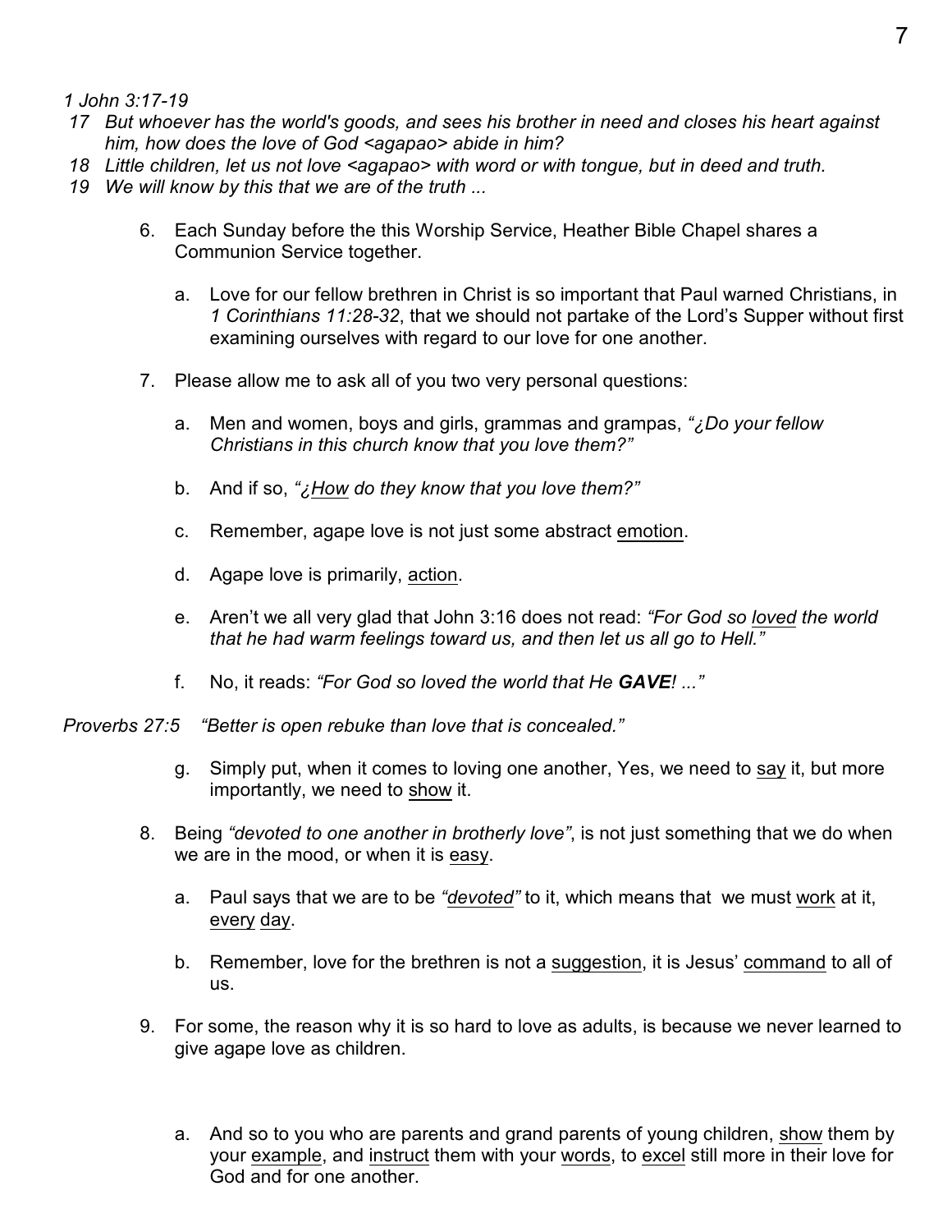*1 John 3:17-19*

17 *But whoever has the world's goods, and sees his brother in need and closes his heart against him, how does the love of God <agapao> abide in him?*
18 *Little children, let us not love <agapao> with word or with tongue, but in deed and truth.*
19 *We will know by this that we are of the truth ...*

6. Each Sunday before the this Worship Service, Heather Bible Chapel shares a Communion Service together.
   a. Love for our fellow brethren in Christ is so important that Paul warned Christians, in *1 Corinthians 11:28-32*, that we should not partake of the Lord's Supper without first examining ourselves with regard to our love for one another.
7. Please allow me to ask all of you two very personal questions:
   a. Men and women, boys and girls, grammas and grampas, *"¿Do your fellow Christians in this church know that you love them?"*
   b. And if so, *"¿How do they know that you love them?"*
   c. Remember, agape love is not just some abstract emotion.
   d. Agape love is primarily, action.
   e. Aren't we all very glad that John 3:16 does not read: *"For God so loved the world that he had warm feelings toward us, and then let us all go to Hell."*
   f. No, it reads: *"For God so loved the world that He **GAVE**! ..."*

*Proverbs 27:5* *"Better is open rebuke than love that is concealed."*

   g. Simply put, when it comes to loving one another, Yes, we need to say it, but more importantly, we need to show it.
8. Being *"devoted to one another in brotherly love"*, is not just something that we do when we are in the mood, or when it is easy.
   a. Paul says that we are to be *"devoted"* to it, which means that we must work at it, every day.
   b. Remember, love for the brethren is not a suggestion, it is Jesus' command to all of us.
9. For some, the reason why it is so hard to love as adults, is because we never learned to give agape love as children.
   a. And so to you who are parents and grand parents of young children, show them by your example, and instruct them with your words, to excel still more in their love for God and for one another.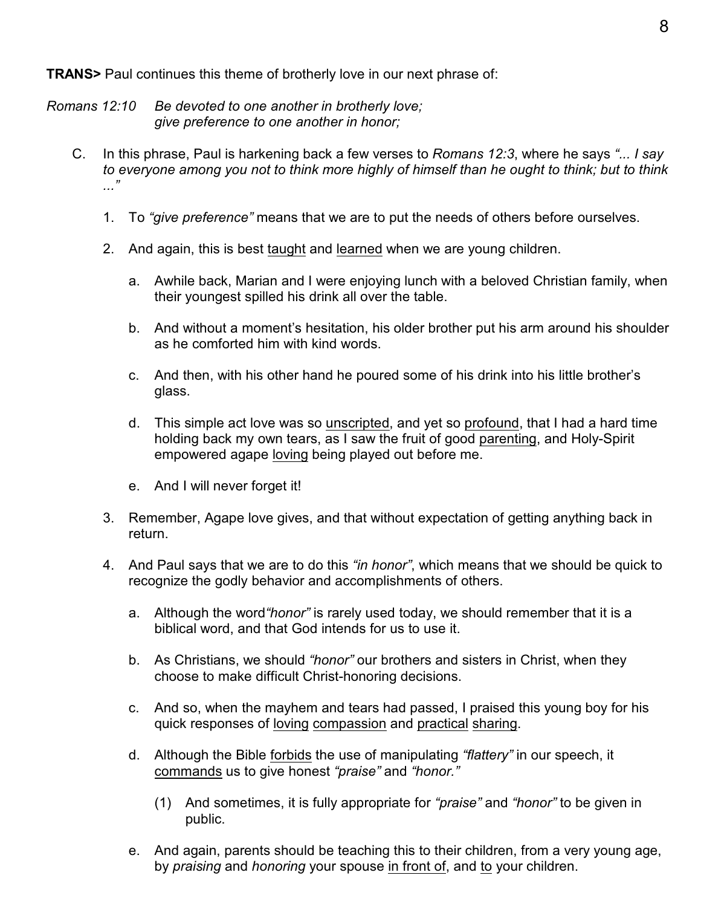**TRANS>** Paul continues this theme of brotherly love in our next phrase of:

*Romans 12:10* *Be devoted to one another in brotherly love;*
*give preference to one another in honor;*

C. In this phrase, Paul is harkening back a few verses to *Romans 12:3*, where he says *"... I say to everyone among you not to think more highly of himself than he ought to think; but to think ..."*

1. To *"give preference"* means that we are to put the needs of others before ourselves.

2. And again, this is best <u>taught</u> and <u>learned</u> when we are young children.

   a. Awhile back, Marian and I were enjoying lunch with a beloved Christian family, when their youngest spilled his drink all over the table.

   b. And without a moment's hesitation, his older brother put his arm around his shoulder as he comforted him with kind words.

   c. And then, with his other hand he poured some of his drink into his little brother's glass.

   d. This simple act love was so <u>unscripted</u>, and yet so <u>profound</u>, that I had a hard time holding back my own tears, as I saw the fruit of good <u>parenting</u>, and Holy-Spirit empowered agape <u>loving</u> being played out before me.

   e. And I will never forget it!

3. Remember, Agape love gives, and that without expectation of getting anything back in return.

4. And Paul says that we are to do this *"in honor"*, which means that we should be quick to recognize the godly behavior and accomplishments of others.

   a. Although the word *"honor"* is rarely used today, we should remember that it is a biblical word, and that God intends for us to use it.

   b. As Christians, we should *"honor"* our brothers and sisters in Christ, when they choose to make difficult Christ-honoring decisions.

   c. And so, when the mayhem and tears had passed, I praised this young boy for his quick responses of <u>loving</u> <u>compassion</u> and <u>practical</u> <u>sharing</u>.

   d. Although the Bible <u>forbids</u> the use of manipulating *"flattery"* in our speech, it <u>commands</u> us to give honest *"praise"* and *"honor."*

      (1) And sometimes, it is fully appropriate for *"praise"* and *"honor"* to be given in public.

   e. And again, parents should be teaching this to their children, from a very young age, by *praising* and *honoring* your spouse <u>in front of</u>, and <u>to</u> your children.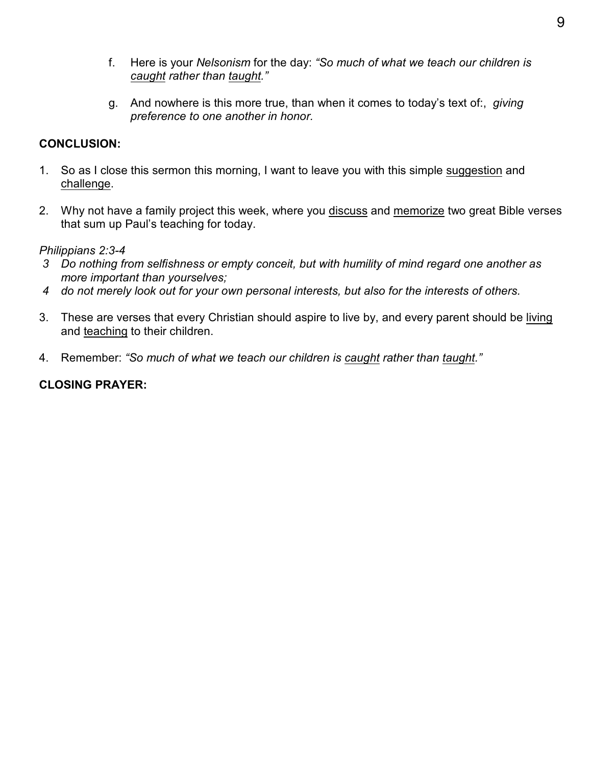f. Here is your *Nelsonism* for the day: *"So much of what we teach our children is <u>caught</u> rather than <u>taught</u>."*

g. And nowhere is this more true, than when it comes to today's text of:, *giving preference to one another in honor.*

**CONCLUSION:**

1. So as I close this sermon this morning, I want to leave you with this simple <u>suggestion</u> and <u>challenge</u>.

2. Why not have a family project this week, where you <u>discuss</u> and <u>memorize</u> two great Bible verses that sum up Paul's teaching for today.

*Philippians 2:3-4*
*3 Do nothing from selfishness or empty conceit, but with humility of mind regard one another as more important than yourselves;*
*4 do not merely look out for your own personal interests, but also for the interests of others.*

3. These are verses that every Christian should aspire to live by, and every parent should be <u>living</u> and <u>teaching</u> to their children.

4. Remember: *"So much of what we teach our children is <u>caught</u> rather than <u>taught</u>."*

**CLOSING PRAYER:**